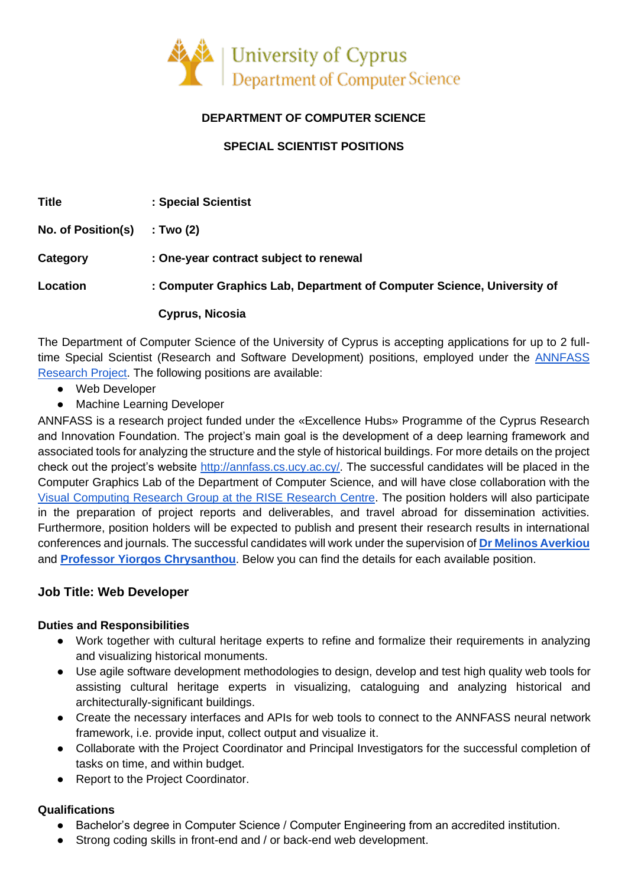University of Cyprus
Department of Computer Science

**DEPARTMENT OF COMPUTER SCIENCE**

**SPECIAL SCIENTIST POSITIONS**

| | |
|---|---|
| **Title** | **: Special Scientist** |
| **No. of Position(s)** | **: Two (2)** |
| **Category** | **: One-year contract subject to renewal** |
| **Location** | **: Computer Graphics Lab, Department of Computer Science, University of Cyprus, Nicosia** |

The Department of Computer Science of the University of Cyprus is accepting applications for up to 2 full-time Special Scientist (Research and Software Development) positions, employed under the [ANNFASS Research Project](). The following positions are available:

- Web Developer
- Machine Learning Developer

ANNFASS is a research project funded under the «Excellence Hubs» Programme of the Cyprus Research and Innovation Foundation. The project's main goal is the development of a deep learning framework and associated tools for analyzing the structure and the style of historical buildings. For more details on the project check out the project's website [http://annfass.cs.ucy.ac.cy/](http://annfass.cs.ucy.ac.cy/). The successful candidates will be placed in the Computer Graphics Lab of the Department of Computer Science, and will have close collaboration with the [Visual Computing Research Group at the RISE Research Centre](). The position holders will also participate in the preparation of project reports and deliverables, and travel abroad for dissemination activities. Furthermore, position holders will be expected to publish and present their research results in international conferences and journals. The successful candidates will work under the supervision of **[Dr Melinos Averkiou]()** and **[Professor Yiorgos Chrysanthou]()**. Below you can find the details for each available position.

## Job Title: Web Developer

### Duties and Responsibilities

- Work together with cultural heritage experts to refine and formalize their requirements in analyzing and visualizing historical monuments.
- Use agile software development methodologies to design, develop and test high quality web tools for assisting cultural heritage experts in visualizing, cataloguing and analyzing historical and architecturally-significant buildings.
- Create the necessary interfaces and APIs for web tools to connect to the ANNFASS neural network framework, i.e. provide input, collect output and visualize it.
- Collaborate with the Project Coordinator and Principal Investigators for the successful completion of tasks on time, and within budget.
- Report to the Project Coordinator.

### Qualifications

- Bachelor's degree in Computer Science / Computer Engineering from an accredited institution.
- Strong coding skills in front-end and / or back-end web development.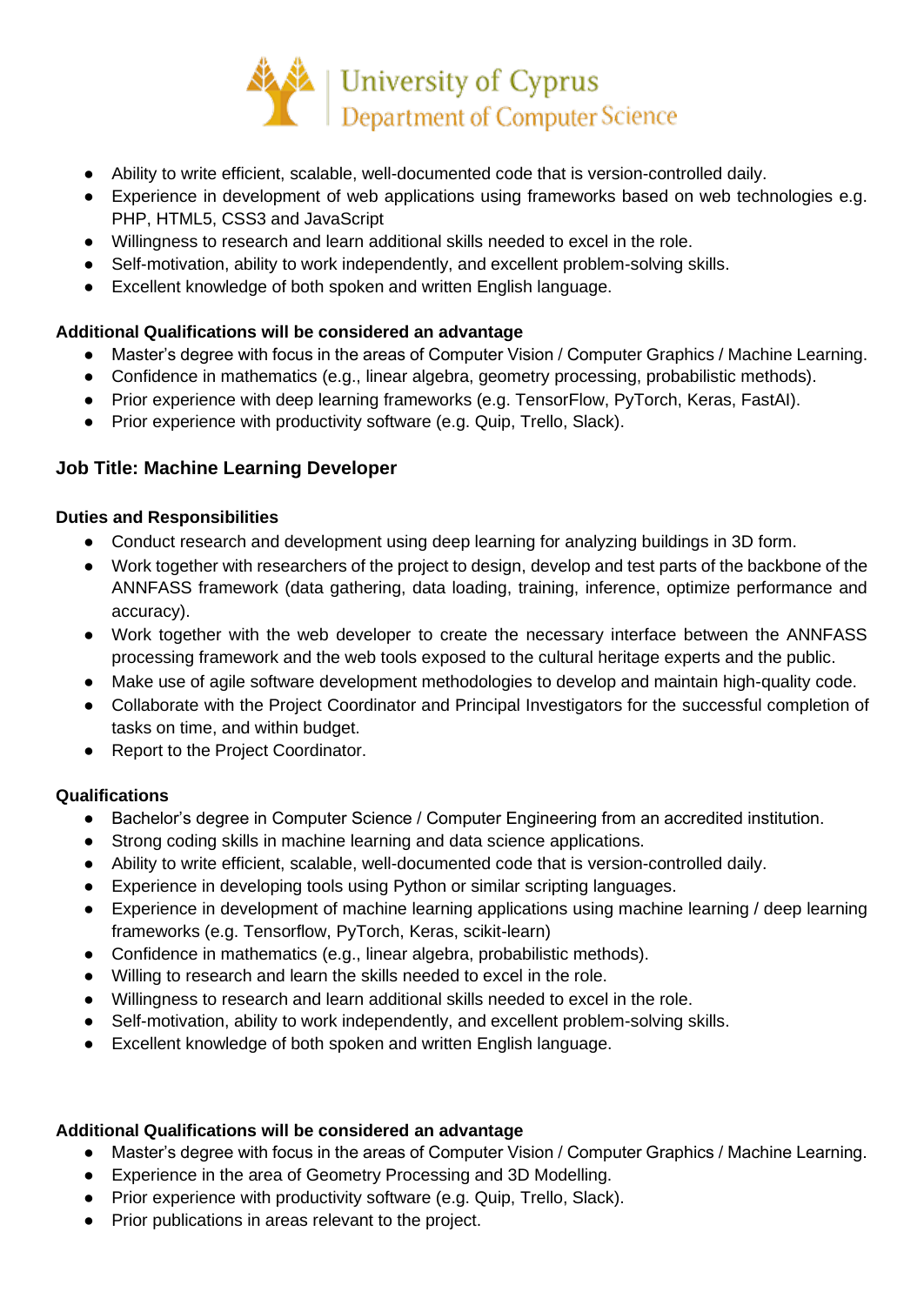- Ability to write efficient, scalable, well-documented code that is version-controlled daily.
- Experience in development of web applications using frameworks based on web technologies e.g. PHP, HTML5, CSS3 and JavaScript
- Willingness to research and learn additional skills needed to excel in the role.
- Self-motivation, ability to work independently, and excellent problem-solving skills.
- Excellent knowledge of both spoken and written English language.

**Additional Qualifications will be considered an advantage**

- Master's degree with focus in the areas of Computer Vision / Computer Graphics / Machine Learning.
- Confidence in mathematics (e.g., linear algebra, geometry processing, probabilistic methods).
- Prior experience with deep learning frameworks (e.g. TensorFlow, PyTorch, Keras, FastAI).
- Prior experience with productivity software (e.g. Quip, Trello, Slack).

### Job Title: Machine Learning Developer

**Duties and Responsibilities**

- Conduct research and development using deep learning for analyzing buildings in 3D form.
- Work together with researchers of the project to design, develop and test parts of the backbone of the ANNFASS framework (data gathering, data loading, training, inference, optimize performance and accuracy).
- Work together with the web developer to create the necessary interface between the ANNFASS processing framework and the web tools exposed to the cultural heritage experts and the public.
- Make use of agile software development methodologies to develop and maintain high-quality code.
- Collaborate with the Project Coordinator and Principal Investigators for the successful completion of tasks on time, and within budget.
- Report to the Project Coordinator.

**Qualifications**

- Bachelor's degree in Computer Science / Computer Engineering from an accredited institution.
- Strong coding skills in machine learning and data science applications.
- Ability to write efficient, scalable, well-documented code that is version-controlled daily.
- Experience in developing tools using Python or similar scripting languages.
- Experience in development of machine learning applications using machine learning / deep learning frameworks (e.g. Tensorflow, PyTorch, Keras, scikit-learn)
- Confidence in mathematics (e.g., linear algebra, probabilistic methods).
- Willing to research and learn the skills needed to excel in the role.
- Willingness to research and learn additional skills needed to excel in the role.
- Self-motivation, ability to work independently, and excellent problem-solving skills.
- Excellent knowledge of both spoken and written English language.

**Additional Qualifications will be considered an advantage**

- Master's degree with focus in the areas of Computer Vision / Computer Graphics / Machine Learning.
- Experience in the area of Geometry Processing and 3D Modelling.
- Prior experience with productivity software (e.g. Quip, Trello, Slack).
- Prior publications in areas relevant to the project.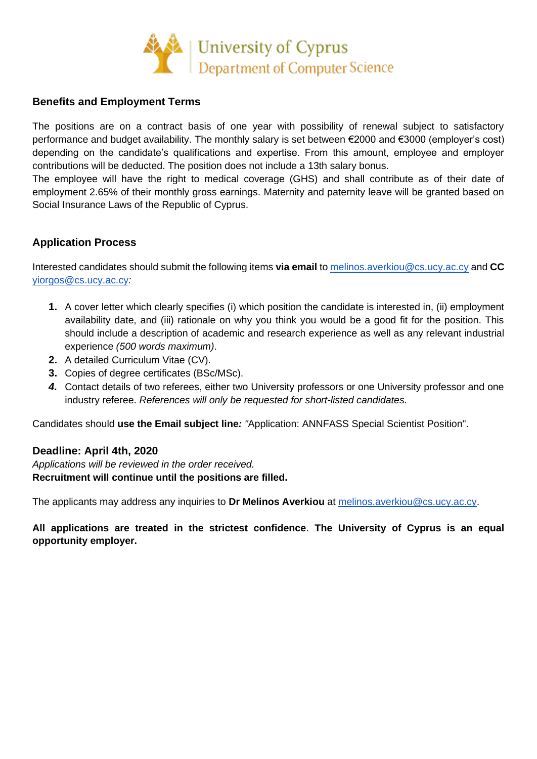## Benefits and Employment Terms

The positions are on a contract basis of one year with possibility of renewal subject to satisfactory performance and budget availability. The monthly salary is set between €2000 and €3000 (employer's cost) depending on the candidate's qualifications and expertise. From this amount, employee and employer contributions will be deducted. The position does not include a 13th salary bonus.
The employee will have the right to medical coverage (GHS) and shall contribute as of their date of employment 2.65% of their monthly gross earnings. Maternity and paternity leave will be granted based on Social Insurance Laws of the Republic of Cyprus.

## Application Process

Interested candidates should submit the following items **via email** to melinos.averkiou@cs.ucy.ac.cy and **CC** yiorgos@cs.ucy.ac.cy*:*

1. A cover letter which clearly specifies (i) which position the candidate is interested in, (ii) employment availability date, and (iii) rationale on why you think you would be a good fit for the position. This should include a description of academic and research experience as well as any relevant industrial experience *(500 words maximum)*.
2. A detailed Curriculum Vitae (CV).
3. Copies of degree certificates (BSc/MSc).
4. Contact details of two referees, either two University professors or one University professor and one industry referee. *References will only be requested for short-listed candidates.*

Candidates should **use the Email subject line*:*** *"*Application: ANNFASS Special Scientist Position".

### Deadline: April 4th, 2020

*Applications will be reviewed in the order received.*
**Recruitment will continue until the positions are filled.**

The applicants may address any inquiries to **Dr Melinos Averkiou** at melinos.averkiou@cs.ucy.ac.cy.

**All applications are treated in the strictest confidence**. **The University of Cyprus is an equal opportunity employer.**